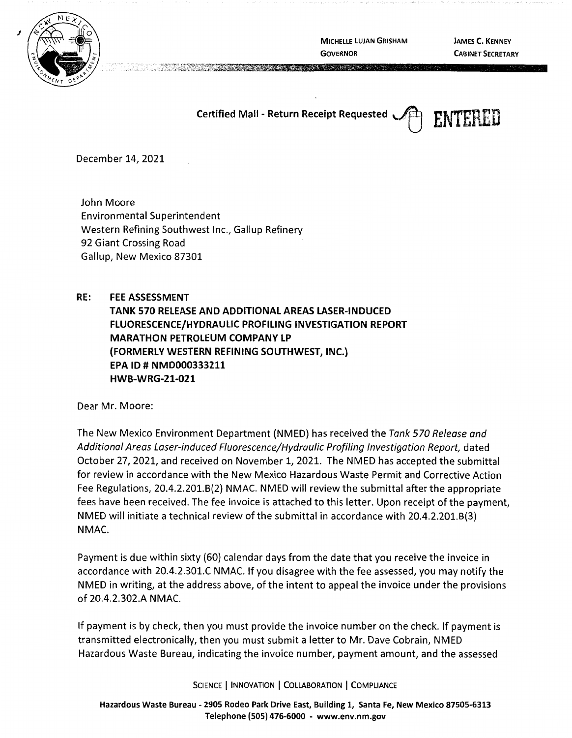MICHELLE LUJAN GRISHAM
GOVERNOR

JAMES C. KENNEY
CABINET SECRETARY

**Certified Mail - Return Receipt Requested**

ENTERED

December 14, 2021

John Moore
Environmental Superintendent
Western Refining Southwest Inc., Gallup Refinery
92 Giant Crossing Road
Gallup, New Mexico 87301

**RE: FEE ASSESSMENT**
**TANK 570 RELEASE AND ADDITIONAL AREAS LASER-INDUCED FLUORESCENCE/HYDRAULIC PROFILING INVESTIGATION REPORT**
**MARATHON PETROLEUM COMPANY LP**
**(FORMERLY WESTERN REFINING SOUTHWEST, INC.)**
**EPA ID # NMD000333211**
**HWB-WRG-21-021**

Dear Mr. Moore:

The New Mexico Environment Department (NMED) has received the *Tank 570 Release and Additional Areas Laser-induced Fluorescence/Hydraulic Profiling Investigation Report,* dated October 27, 2021, and received on November 1, 2021. The NMED has accepted the submittal for review in accordance with the New Mexico Hazardous Waste Permit and Corrective Action Fee Regulations, 20.4.2.201.B(2) NMAC. NMED will review the submittal after the appropriate fees have been received. The fee invoice is attached to this letter. Upon receipt of the payment, NMED will initiate a technical review of the submittal in accordance with 20.4.2.201.B(3) NMAC.

Payment is due within sixty (60) calendar days from the date that you receive the invoice in accordance with 20.4.2.301.C NMAC. If you disagree with the fee assessed, you may notify the NMED in writing, at the address above, of the intent to appeal the invoice under the provisions of 20.4.2.302.A NMAC.

If payment is by check, then you must provide the invoice number on the check. If payment is transmitted electronically, then you must submit a letter to Mr. Dave Cobrain, NMED Hazardous Waste Bureau, indicating the invoice number, payment amount, and the assessed

SCIENCE | INNOVATION | COLLABORATION | COMPLIANCE

**Hazardous Waste Bureau - 2905 Rodeo Park Drive East, Building 1, Santa Fe, New Mexico 87505-6313**
**Telephone (505) 476-6000 - www.env.nm.gov**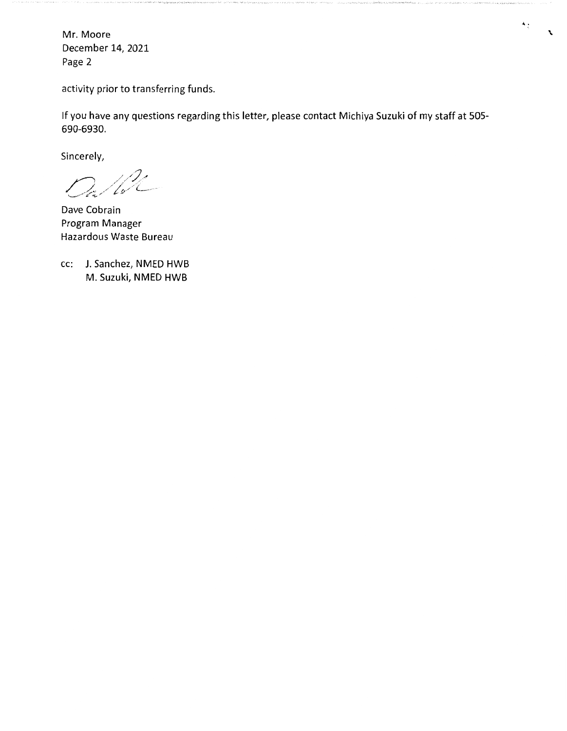activity prior to transferring funds.

If you have any questions regarding this letter, please contact Michiya Suzuki of my staff at 505-690-6930.

Sincerely,

Dave Cobrain
Program Manager
Hazardous Waste Bureau

cc: J. Sanchez, NMED HWB
M. Suzuki, NMED HWB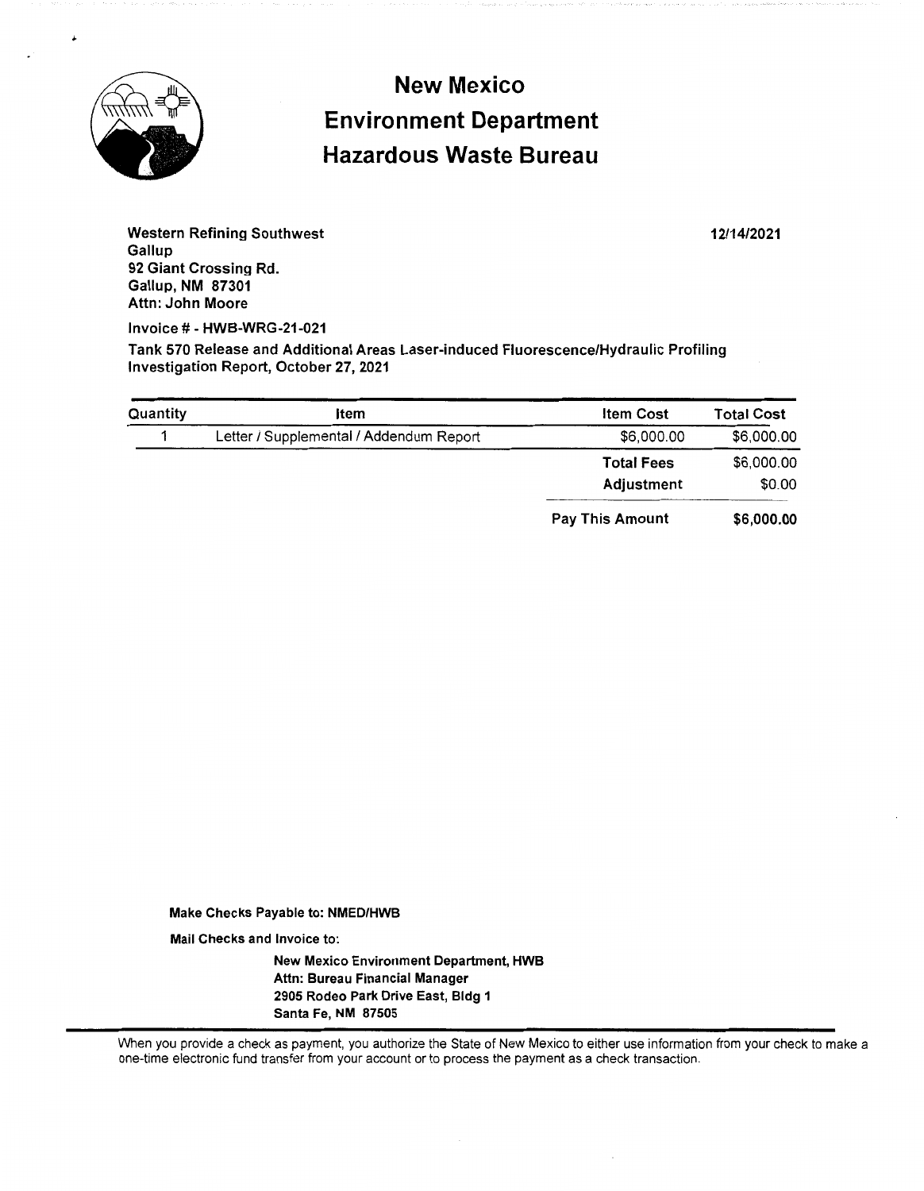# New Mexico Environment Department Hazardous Waste Bureau

**Western Refining Southwest**
**Gallup**
**92 Giant Crossing Rd.**
**Gallup, NM 87301**
**Attn: John Moore**

**12/14/2021**

**Invoice # - HWB-WRG-21-021**

**Tank 570 Release and Additional Areas Laser-induced Fluorescence/Hydraulic Profiling Investigation Report, October 27, 2021**

| Quantity | Item | Item Cost | Total Cost |
|---|---|---|---|
| 1 | Letter / Supplemental / Addendum Report | $6,000.00 | $6,000.00 |
| | | **Total Fees** | $6,000.00 |
| | | **Adjustment** | $0.00 |
| | | **Pay This Amount** | **$6,000.00** |

**Make Checks Payable to: NMED/HWB**

**Mail Checks and Invoice to:**

**New Mexico Environment Department, HWB**
**Attn: Bureau Financial Manager**
**2905 Rodeo Park Drive East, Bldg 1**
**Santa Fe, NM 87505**

When you provide a check as payment, you authorize the State of New Mexico to either use information from your check to make a one-time electronic fund transfer from your account or to process the payment as a check transaction.